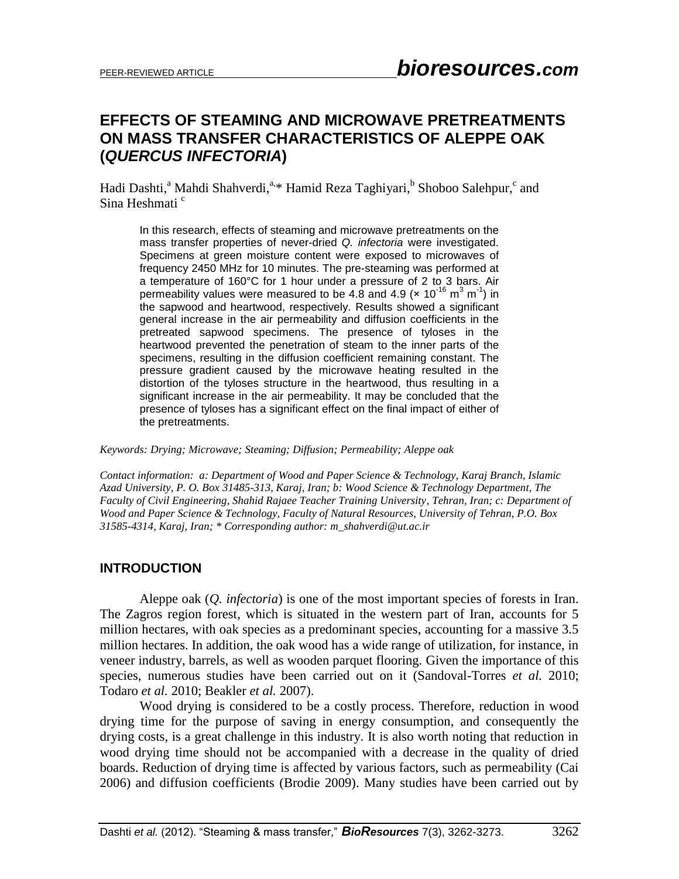# EFFECTS OF STEAMING AND MICROWAVE PRETREATMENTS ON MASS TRANSFER CHARACTERISTICS OF ALEPPE OAK (*QUERCUS INFECTORIA*)

Hadi Dashti,[a] Mahdi Shahverdi,[a,*] Hamid Reza Taghiyari,[b] Shoboo Salehpur,[c] and Sina Heshmati [c]

> In this research, effects of steaming and microwave pretreatments on the mass transfer properties of never-dried *Q. infectoria* were investigated. Specimens at green moisture content were exposed to microwaves of frequency 2450 MHz for 10 minutes. The pre-steaming was performed at a temperature of 160°C for 1 hour under a pressure of 2 to 3 bars. Air permeability values were measured to be 4.8 and 4.9 (× $10^{-16}$ $m^3$ $m^{-1}$) in the sapwood and heartwood, respectively. Results showed a significant general increase in the air permeability and diffusion coefficients in the pretreated sapwood specimens. The presence of tyloses in the heartwood prevented the penetration of steam to the inner parts of the specimens, resulting in the diffusion coefficient remaining constant. The pressure gradient caused by the microwave heating resulted in the distortion of the tyloses structure in the heartwood, thus resulting in a significant increase in the air permeability. It may be concluded that the presence of tyloses has a significant effect on the final impact of either of the pretreatments.

*Keywords: Drying; Microwave; Steaming; Diffusion; Permeability; Aleppe oak*

*Contact information: a: Department of Wood and Paper Science & Technology, Karaj Branch, Islamic Azad University, P. O. Box 31485-313, Karaj, Iran; b: Wood Science & Technology Department, The Faculty of Civil Engineering, Shahid Rajaee Teacher Training University, Tehran, Iran; c: Department of Wood and Paper Science & Technology, Faculty of Natural Resources, University of Tehran, P.O. Box 31585-4314, Karaj, Iran; * Corresponding author: m_shahverdi@ut.ac.ir*

## INTRODUCTION

Aleppe oak (*Q. infectoria*) is one of the most important species of forests in Iran. The Zagros region forest, which is situated in the western part of Iran, accounts for 5 million hectares, with oak species as a predominant species, accounting for a massive 3.5 million hectares. In addition, the oak wood has a wide range of utilization, for instance, in veneer industry, barrels, as well as wooden parquet flooring. Given the importance of this species, numerous studies have been carried out on it (Sandoval-Torres *et al.* 2010; Todaro *et al.* 2010; Beakler *et al.* 2007).

Wood drying is considered to be a costly process. Therefore, reduction in wood drying time for the purpose of saving in energy consumption, and consequently the drying costs, is a great challenge in this industry. It is also worth noting that reduction in wood drying time should not be accompanied with a decrease in the quality of dried boards. Reduction of drying time is affected by various factors, such as permeability (Cai 2006) and diffusion coefficients (Brodie 2009). Many studies have been carried out by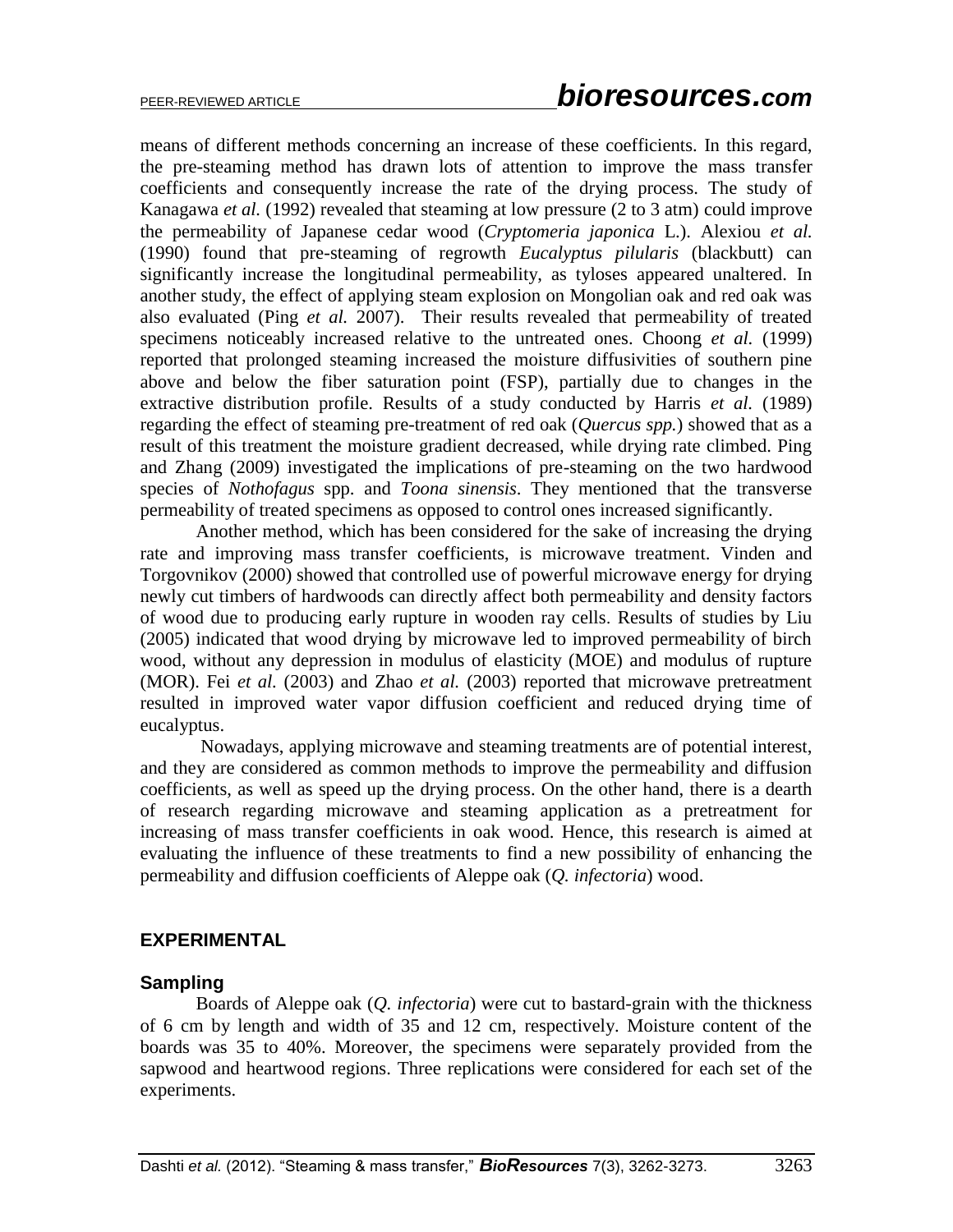means of different methods concerning an increase of these coefficients. In this regard, the pre-steaming method has drawn lots of attention to improve the mass transfer coefficients and consequently increase the rate of the drying process. The study of Kanagawa *et al.* (1992) revealed that steaming at low pressure (2 to 3 atm) could improve the permeability of Japanese cedar wood (*Cryptomeria japonica* L.). Alexiou *et al.* (1990) found that pre-steaming of regrowth *Eucalyptus pilularis* (blackbutt) can significantly increase the longitudinal permeability, as tyloses appeared unaltered. In another study, the effect of applying steam explosion on Mongolian oak and red oak was also evaluated (Ping *et al.* 2007). Their results revealed that permeability of treated specimens noticeably increased relative to the untreated ones. Choong *et al.* (1999) reported that prolonged steaming increased the moisture diffusivities of southern pine above and below the fiber saturation point (FSP), partially due to changes in the extractive distribution profile. Results of a study conducted by Harris *et al.* (1989) regarding the effect of steaming pre-treatment of red oak (*Quercus spp.*) showed that as a result of this treatment the moisture gradient decreased, while drying rate climbed. Ping and Zhang (2009) investigated the implications of pre-steaming on the two hardwood species of *Nothofagus* spp. and *Toona sinensis*. They mentioned that the transverse permeability of treated specimens as opposed to control ones increased significantly.

Another method, which has been considered for the sake of increasing the drying rate and improving mass transfer coefficients, is microwave treatment. Vinden and Torgovnikov (2000) showed that controlled use of powerful microwave energy for drying newly cut timbers of hardwoods can directly affect both permeability and density factors of wood due to producing early rupture in wooden ray cells. Results of studies by Liu (2005) indicated that wood drying by microwave led to improved permeability of birch wood, without any depression in modulus of elasticity (MOE) and modulus of rupture (MOR). Fei *et al.* (2003) and Zhao *et al.* (2003) reported that microwave pretreatment resulted in improved water vapor diffusion coefficient and reduced drying time of eucalyptus.

Nowadays, applying microwave and steaming treatments are of potential interest, and they are considered as common methods to improve the permeability and diffusion coefficients, as well as speed up the drying process. On the other hand, there is a dearth of research regarding microwave and steaming application as a pretreatment for increasing of mass transfer coefficients in oak wood. Hence, this research is aimed at evaluating the influence of these treatments to find a new possibility of enhancing the permeability and diffusion coefficients of Aleppe oak (*Q. infectoria*) wood.

## EXPERIMENTAL

### Sampling

Boards of Aleppe oak (*Q. infectoria*) were cut to bastard-grain with the thickness of 6 cm by length and width of 35 and 12 cm, respectively. Moisture content of the boards was 35 to 40%. Moreover, the specimens were separately provided from the sapwood and heartwood regions. Three replications were considered for each set of the experiments.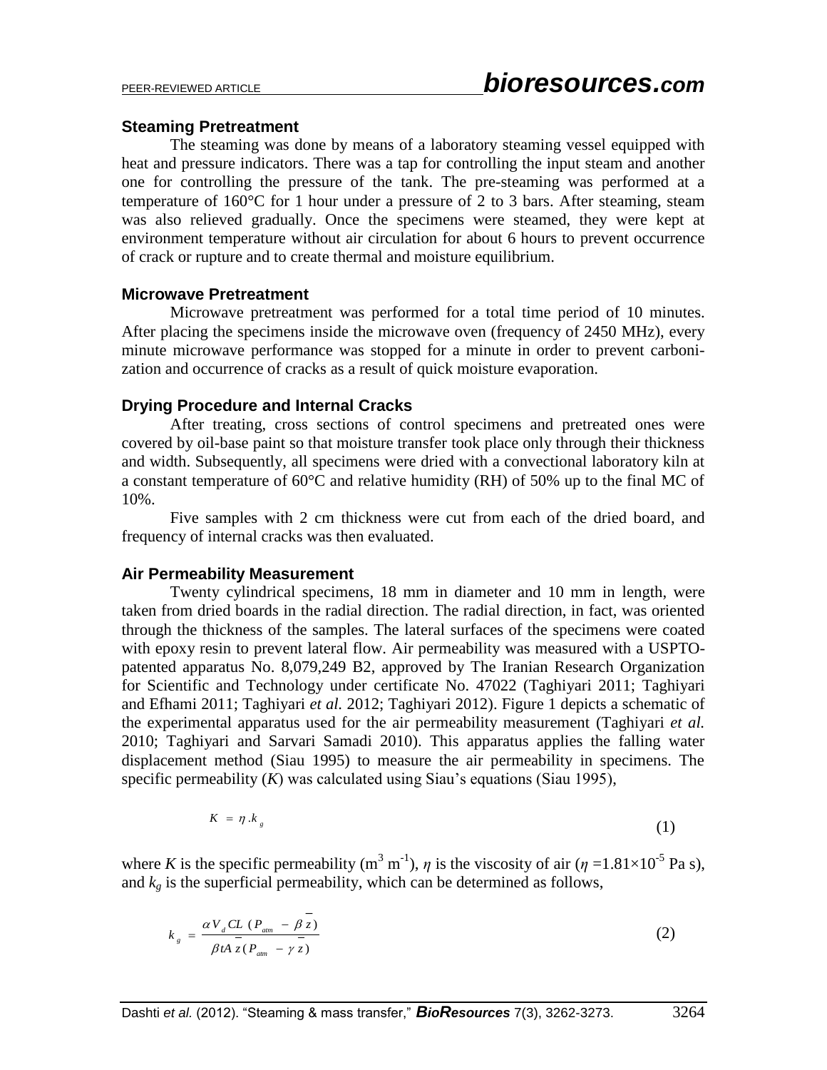### Steaming Pretreatment

The steaming was done by means of a laboratory steaming vessel equipped with heat and pressure indicators. There was a tap for controlling the input steam and another one for controlling the pressure of the tank. The pre-steaming was performed at a temperature of 160°C for 1 hour under a pressure of 2 to 3 bars. After steaming, steam was also relieved gradually. Once the specimens were steamed, they were kept at environment temperature without air circulation for about 6 hours to prevent occurrence of crack or rupture and to create thermal and moisture equilibrium.

### Microwave Pretreatment

Microwave pretreatment was performed for a total time period of 10 minutes. After placing the specimens inside the microwave oven (frequency of 2450 MHz), every minute microwave performance was stopped for a minute in order to prevent carbonization and occurrence of cracks as a result of quick moisture evaporation.

### Drying Procedure and Internal Cracks

After treating, cross sections of control specimens and pretreated ones were covered by oil-base paint so that moisture transfer took place only through their thickness and width. Subsequently, all specimens were dried with a convectional laboratory kiln at a constant temperature of 60°C and relative humidity (RH) of 50% up to the final MC of 10%.

Five samples with 2 cm thickness were cut from each of the dried board, and frequency of internal cracks was then evaluated.

### Air Permeability Measurement

Twenty cylindrical specimens, 18 mm in diameter and 10 mm in length, were taken from dried boards in the radial direction. The radial direction, in fact, was oriented through the thickness of the samples. The lateral surfaces of the specimens were coated with epoxy resin to prevent lateral flow. Air permeability was measured with a USPTO-patented apparatus No. 8,079,249 B2, approved by The Iranian Research Organization for Scientific and Technology under certificate No. 47022 (Taghiyari 2011; Taghiyari and Efhami 2011; Taghiyari *et al.* 2012; Taghiyari 2012). Figure 1 depicts a schematic of the experimental apparatus used for the air permeability measurement (Taghiyari *et al.* 2010; Taghiyari and Sarvari Samadi 2010). This apparatus applies the falling water displacement method (Siau 1995) to measure the air permeability in specimens. The specific permeability ($K$) was calculated using Siau's equations (Siau 1995),

$$K = \eta . k_g \tag{1}$$

where $K$ is the specific permeability ($m^3\ m^{-1}$), $\eta$ is the viscosity of air ($\eta = 1.81 \times 10^{-5}$ Pa s), and $k_g$ is the superficial permeability, which can be determined as follows,

$$k_g = \frac{\alpha V_d CL \,(P_{atm} - \beta \bar{z})}{\beta t A \bar{z} (P_{atm} - \gamma \bar{z})} \tag{2}$$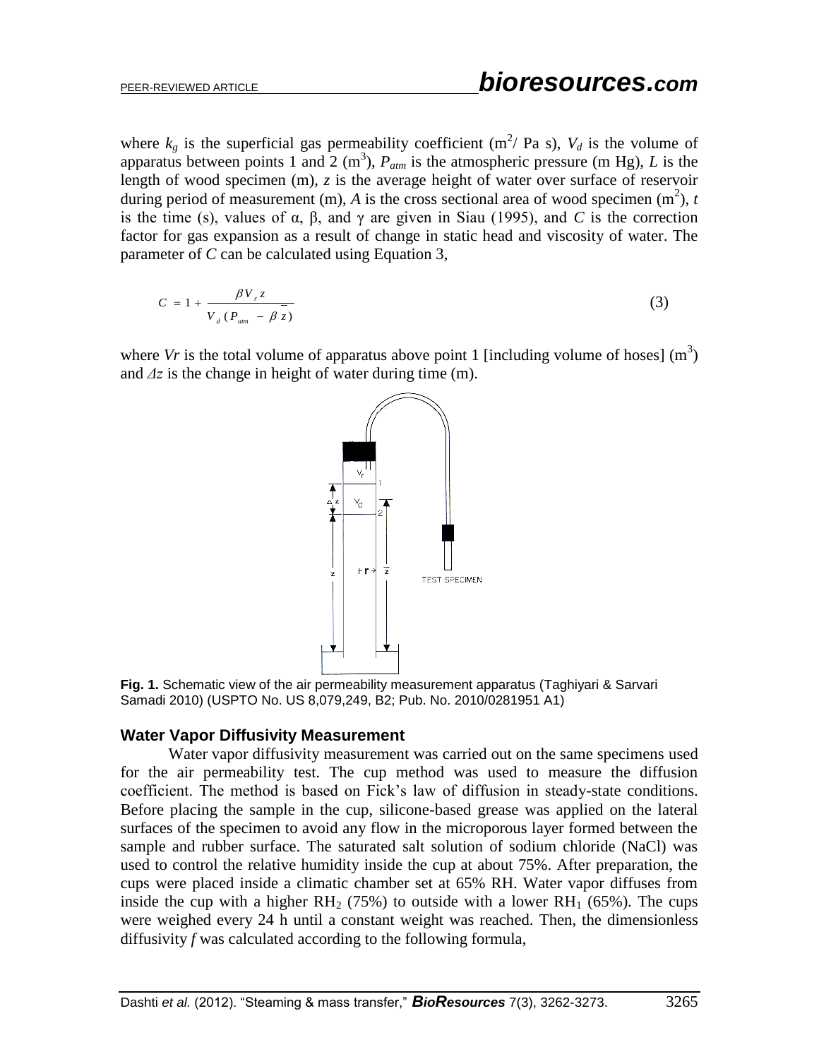where $k_g$ is the superficial gas permeability coefficient ($m^2$/ Pa s), $V_d$ is the volume of apparatus between points 1 and 2 ($m^3$), $P_{atm}$ is the atmospheric pressure (m Hg), $L$ is the length of wood specimen (m), $z$ is the average height of water over surface of reservoir during period of measurement (m), $A$ is the cross sectional area of wood specimen ($m^2$), $t$ is the time (s), values of α, β, and γ are given in Siau (1995), and $C$ is the correction factor for gas expansion as a result of change in static head and viscosity of water. The parameter of $C$ can be calculated using Equation 3,

$$C = 1 + \frac{\beta V_r z}{V_d (P_{atm} - \beta \bar{z})} \tag{3}$$

where $Vr$ is the total volume of apparatus above point 1 [including volume of hoses] ($m^3$) and $\Delta z$ is the change in height of water during time (m).

**Fig. 1.** Schematic view of the air permeability measurement apparatus (Taghiyari & Sarvari Samadi 2010) (USPTO No. US 8,079,249, B2; Pub. No. 2010/0281951 A1)

### Water Vapor Diffusivity Measurement

Water vapor diffusivity measurement was carried out on the same specimens used for the air permeability test. The cup method was used to measure the diffusion coefficient. The method is based on Fick's law of diffusion in steady-state conditions. Before placing the sample in the cup, silicone-based grease was applied on the lateral surfaces of the specimen to avoid any flow in the microporous layer formed between the sample and rubber surface. The saturated salt solution of sodium chloride (NaCl) was used to control the relative humidity inside the cup at about 75%. After preparation, the cups were placed inside a climatic chamber set at 65% RH. Water vapor diffuses from inside the cup with a higher $RH_2$ (75%) to outside with a lower $RH_1$ (65%). The cups were weighed every 24 h until a constant weight was reached. Then, the dimensionless diffusivity $f$ was calculated according to the following formula,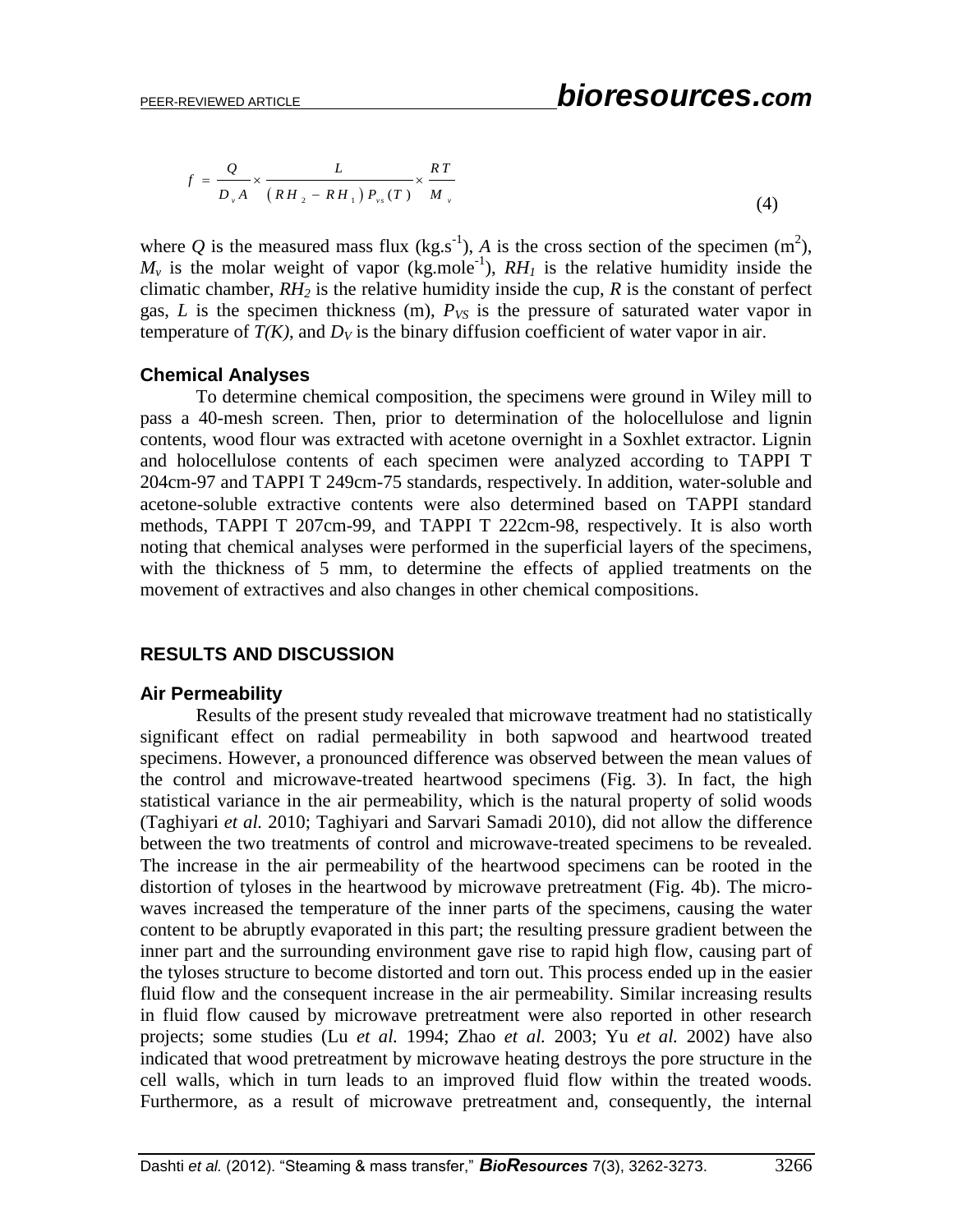$$f = \frac{Q}{D_v A} \times \frac{L}{(RH_2 - RH_1) P_{vs}(T)} \times \frac{RT}{M_v} \tag{4}$$

where $Q$ is the measured mass flux (kg.s$^{-1}$), $A$ is the cross section of the specimen (m$^2$), $M_v$ is the molar weight of vapor (kg.mole$^{-1}$), $RH_1$ is the relative humidity inside the climatic chamber, $RH_2$ is the relative humidity inside the cup, $R$ is the constant of perfect gas, $L$ is the specimen thickness (m), $P_{VS}$ is the pressure of saturated water vapor in temperature of $T(K)$, and $D_V$ is the binary diffusion coefficient of water vapor in air.

### Chemical Analyses

To determine chemical composition, the specimens were ground in Wiley mill to pass a 40-mesh screen. Then, prior to determination of the holocellulose and lignin contents, wood flour was extracted with acetone overnight in a Soxhlet extractor. Lignin and holocellulose contents of each specimen were analyzed according to TAPPI T 204cm-97 and TAPPI T 249cm-75 standards, respectively. In addition, water-soluble and acetone-soluble extractive contents were also determined based on TAPPI standard methods, TAPPI T 207cm-99, and TAPPI T 222cm-98, respectively. It is also worth noting that chemical analyses were performed in the superficial layers of the specimens, with the thickness of 5 mm, to determine the effects of applied treatments on the movement of extractives and also changes in other chemical compositions.

## RESULTS AND DISCUSSION

### Air Permeability

Results of the present study revealed that microwave treatment had no statistically significant effect on radial permeability in both sapwood and heartwood treated specimens. However, a pronounced difference was observed between the mean values of the control and microwave-treated heartwood specimens (Fig. 3). In fact, the high statistical variance in the air permeability, which is the natural property of solid woods (Taghiyari *et al.* 2010; Taghiyari and Sarvari Samadi 2010), did not allow the difference between the two treatments of control and microwave-treated specimens to be revealed. The increase in the air permeability of the heartwood specimens can be rooted in the distortion of tyloses in the heartwood by microwave pretreatment (Fig. 4b). The microwaves increased the temperature of the inner parts of the specimens, causing the water content to be abruptly evaporated in this part; the resulting pressure gradient between the inner part and the surrounding environment gave rise to rapid high flow, causing part of the tyloses structure to become distorted and torn out. This process ended up in the easier fluid flow and the consequent increase in the air permeability. Similar increasing results in fluid flow caused by microwave pretreatment were also reported in other research projects; some studies (Lu *et al.* 1994; Zhao *et al.* 2003; Yu *et al.* 2002) have also indicated that wood pretreatment by microwave heating destroys the pore structure in the cell walls, which in turn leads to an improved fluid flow within the treated woods. Furthermore, as a result of microwave pretreatment and, consequently, the internal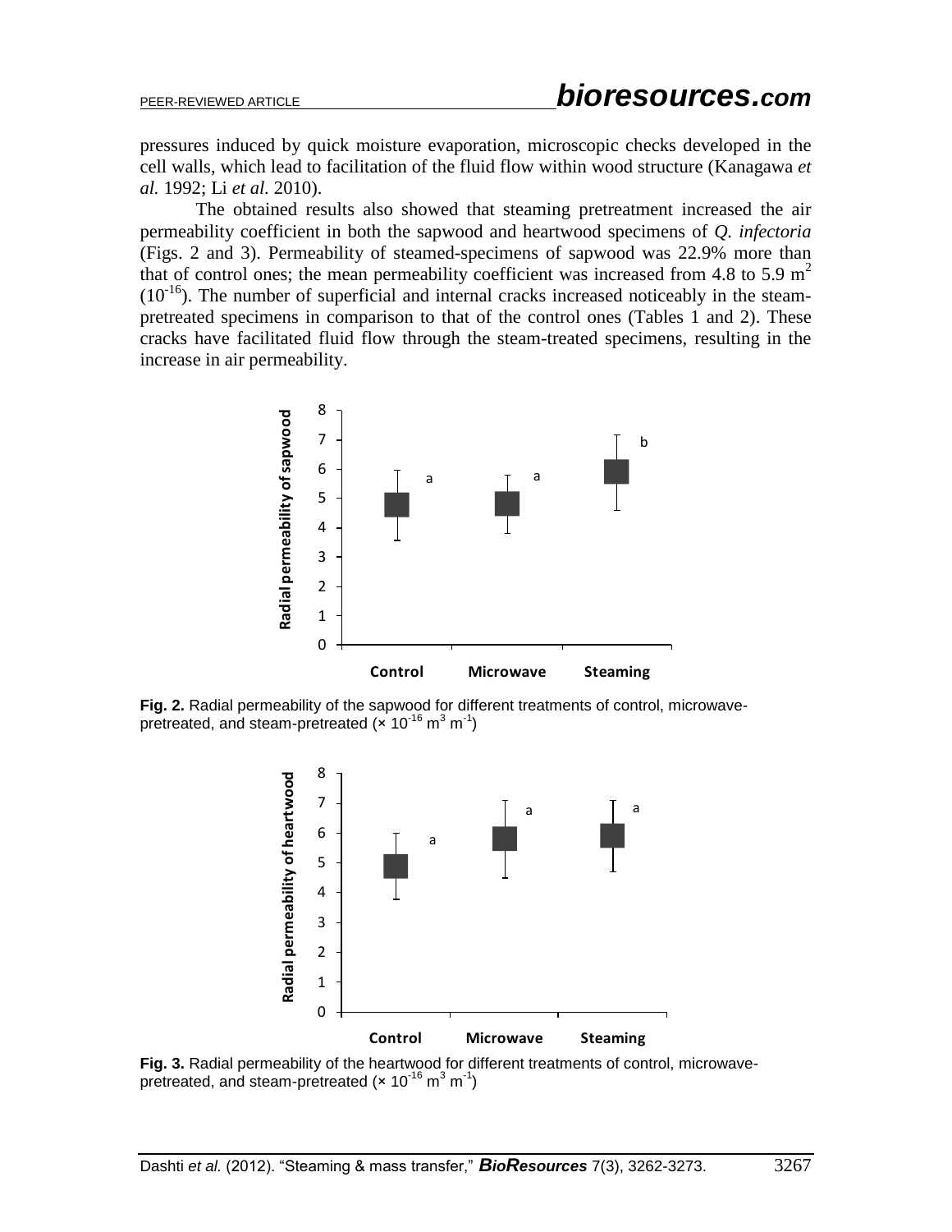pressures induced by quick moisture evaporation, microscopic checks developed in the cell walls, which lead to facilitation of the fluid flow within wood structure (Kanagawa *et al.* 1992; Li *et al.* 2010).

The obtained results also showed that steaming pretreatment increased the air permeability coefficient in both the sapwood and heartwood specimens of *Q. infectoria* (Figs. 2 and 3). Permeability of steamed-specimens of sapwood was 22.9% more than that of control ones; the mean permeability coefficient was increased from 4.8 to 5.9 $m^2$ ($10^{-16}$). The number of superficial and internal cracks increased noticeably in the steam-pretreated specimens in comparison to that of the control ones (Tables 1 and 2). These cracks have facilitated fluid flow through the steam-treated specimens, resulting in the increase in air permeability.

**Fig. 2.** Radial permeability of the sapwood for different treatments of control, microwave-pretreated, and steam-pretreated ($\times 10^{-16}$ $m^3$ $m^{-1}$)

**Fig. 3.** Radial permeability of the heartwood for different treatments of control, microwave-pretreated, and steam-pretreated ($\times 10^{-16}$ $m^3$ $m^{-1}$)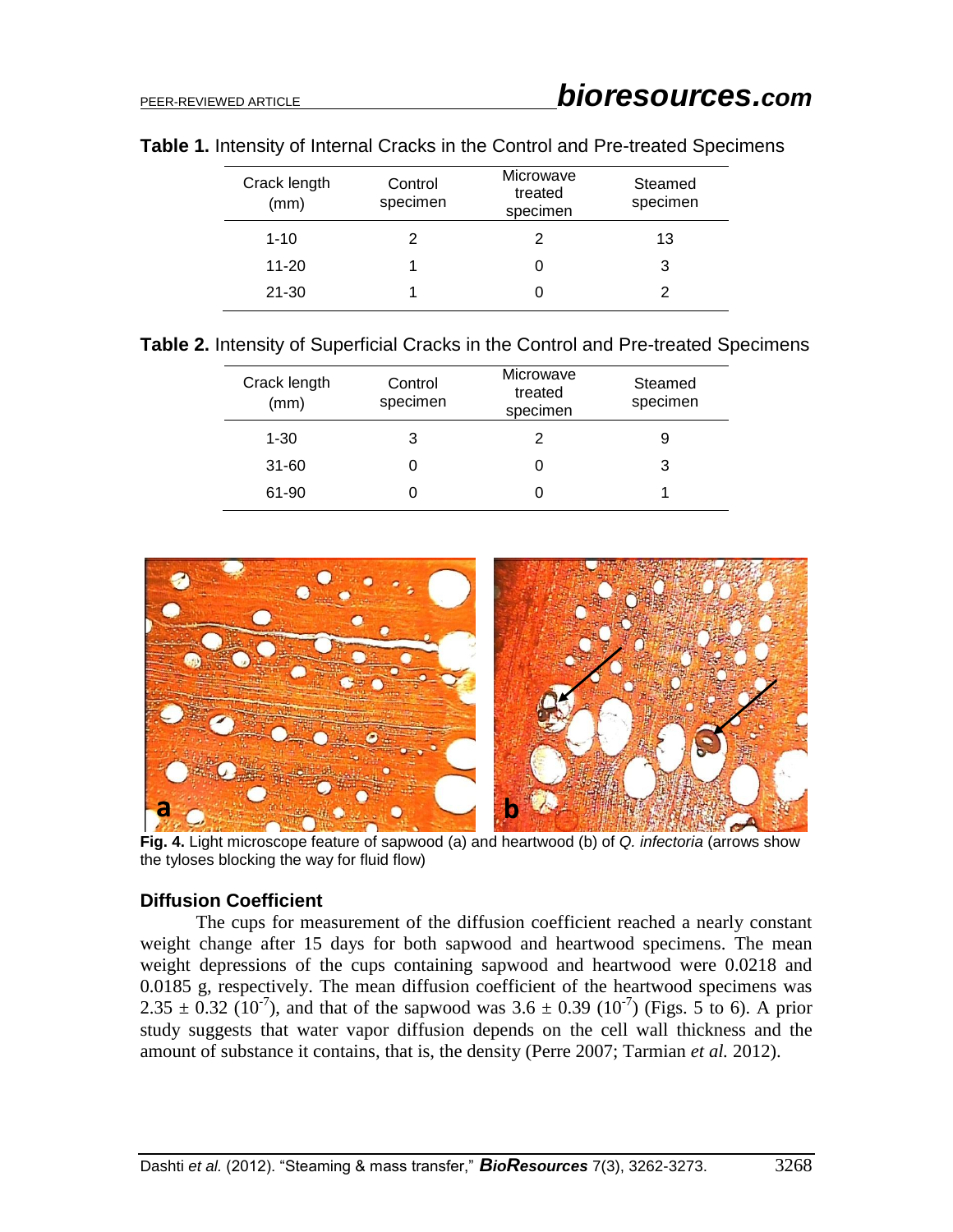**Table 1.** Intensity of Internal Cracks in the Control and Pre-treated Specimens

| Crack length (mm) | Control specimen | Microwave treated specimen | Steamed specimen |
|---|---|---|---|
| 1-10 | 2 | 2 | 13 |
| 11-20 | 1 | 0 | 3 |
| 21-30 | 1 | 0 | 2 |

**Table 2.** Intensity of Superficial Cracks in the Control and Pre-treated Specimens

| Crack length (mm) | Control specimen | Microwave treated specimen | Steamed specimen |
|---|---|---|---|
| 1-30 | 3 | 2 | 9 |
| 31-60 | 0 | 0 | 3 |
| 61-90 | 0 | 0 | 1 |

**Fig. 4.** Light microscope feature of sapwood (a) and heartwood (b) of *Q. infectoria* (arrows show the tyloses blocking the way for fluid flow)

### Diffusion Coefficient

The cups for measurement of the diffusion coefficient reached a nearly constant weight change after 15 days for both sapwood and heartwood specimens. The mean weight depressions of the cups containing sapwood and heartwood were 0.0218 and 0.0185 g, respectively. The mean diffusion coefficient of the heartwood specimens was $2.35 \pm 0.32$ ($10^{-7}$), and that of the sapwood was $3.6 \pm 0.39$ ($10^{-7}$) (Figs. 5 to 6). A prior study suggests that water vapor diffusion depends on the cell wall thickness and the amount of substance it contains, that is, the density (Perre 2007; Tarmian *et al.* 2012).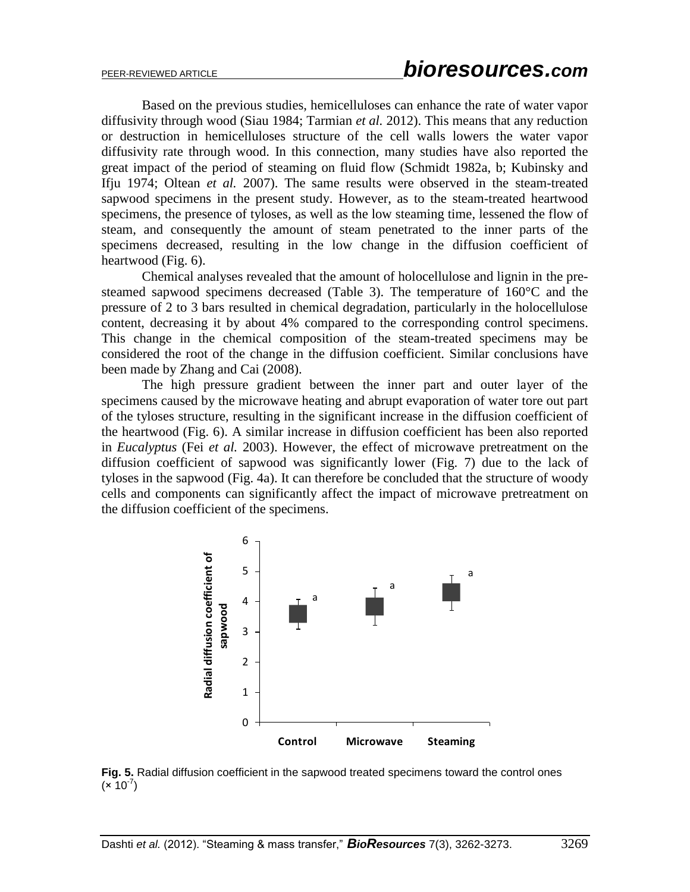Based on the previous studies, hemicelluloses can enhance the rate of water vapor diffusivity through wood (Siau 1984; Tarmian *et al*. 2012). This means that any reduction or destruction in hemicelluloses structure of the cell walls lowers the water vapor diffusivity rate through wood. In this connection, many studies have also reported the great impact of the period of steaming on fluid flow (Schmidt 1982a, b; Kubinsky and Ifju 1974; Oltean *et al.* 2007). The same results were observed in the steam-treated sapwood specimens in the present study. However, as to the steam-treated heartwood specimens, the presence of tyloses, as well as the low steaming time, lessened the flow of steam, and consequently the amount of steam penetrated to the inner parts of the specimens decreased, resulting in the low change in the diffusion coefficient of heartwood (Fig. 6).

Chemical analyses revealed that the amount of holocellulose and lignin in the pre-steamed sapwood specimens decreased (Table 3). The temperature of 160°C and the pressure of 2 to 3 bars resulted in chemical degradation, particularly in the holocellulose content, decreasing it by about 4% compared to the corresponding control specimens. This change in the chemical composition of the steam-treated specimens may be considered the root of the change in the diffusion coefficient. Similar conclusions have been made by Zhang and Cai (2008).

The high pressure gradient between the inner part and outer layer of the specimens caused by the microwave heating and abrupt evaporation of water tore out part of the tyloses structure, resulting in the significant increase in the diffusion coefficient of the heartwood (Fig. 6). A similar increase in diffusion coefficient has been also reported in *Eucalyptus* (Fei *et al.* 2003). However, the effect of microwave pretreatment on the diffusion coefficient of sapwood was significantly lower (Fig. 7) due to the lack of tyloses in the sapwood (Fig. 4a). It can therefore be concluded that the structure of woody cells and components can significantly affect the impact of microwave pretreatment on the diffusion coefficient of the specimens.

**Fig. 5.** Radial diffusion coefficient in the sapwood treated specimens toward the control ones ($\times 10^{-7}$)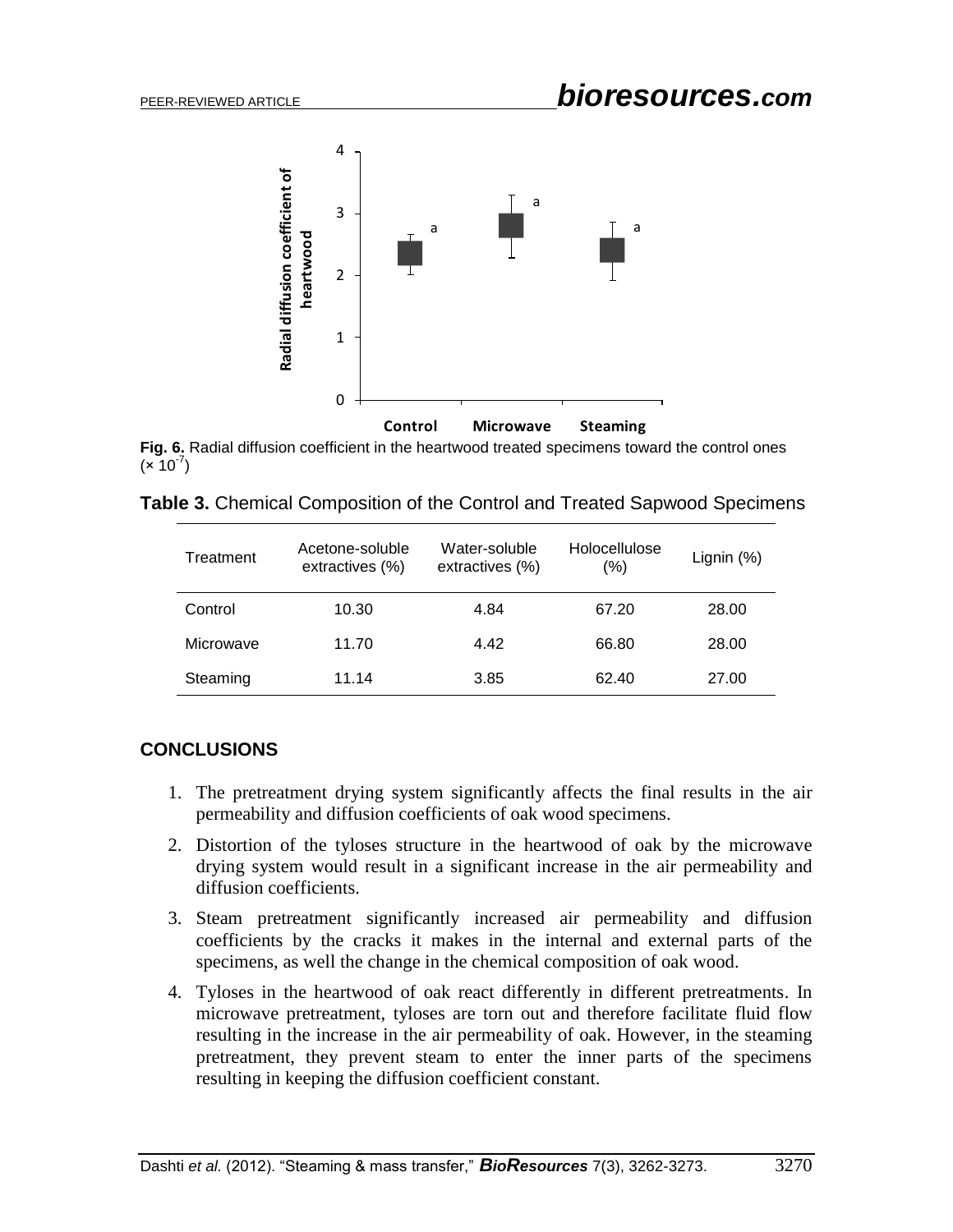**Fig. 6.** Radial diffusion coefficient in the heartwood treated specimens toward the control ones ($\times 10^{-7}$)

**Table 3.** Chemical Composition of the Control and Treated Sapwood Specimens

| Treatment | Acetone-soluble extractives (%) | Water-soluble extractives (%) | Holocellulose (%) | Lignin (%) |
|---|---|---|---|---|
| Control | 10.30 | 4.84 | 67.20 | 28.00 |
| Microwave | 11.70 | 4.42 | 66.80 | 28.00 |
| Steaming | 11.14 | 3.85 | 62.40 | 27.00 |

## CONCLUSIONS

1. The pretreatment drying system significantly affects the final results in the air permeability and diffusion coefficients of oak wood specimens.
2. Distortion of the tyloses structure in the heartwood of oak by the microwave drying system would result in a significant increase in the air permeability and diffusion coefficients.
3. Steam pretreatment significantly increased air permeability and diffusion coefficients by the cracks it makes in the internal and external parts of the specimens, as well the change in the chemical composition of oak wood.
4. Tyloses in the heartwood of oak react differently in different pretreatments. In microwave pretreatment, tyloses are torn out and therefore facilitate fluid flow resulting in the increase in the air permeability of oak. However, in the steaming pretreatment, they prevent steam to enter the inner parts of the specimens resulting in keeping the diffusion coefficient constant.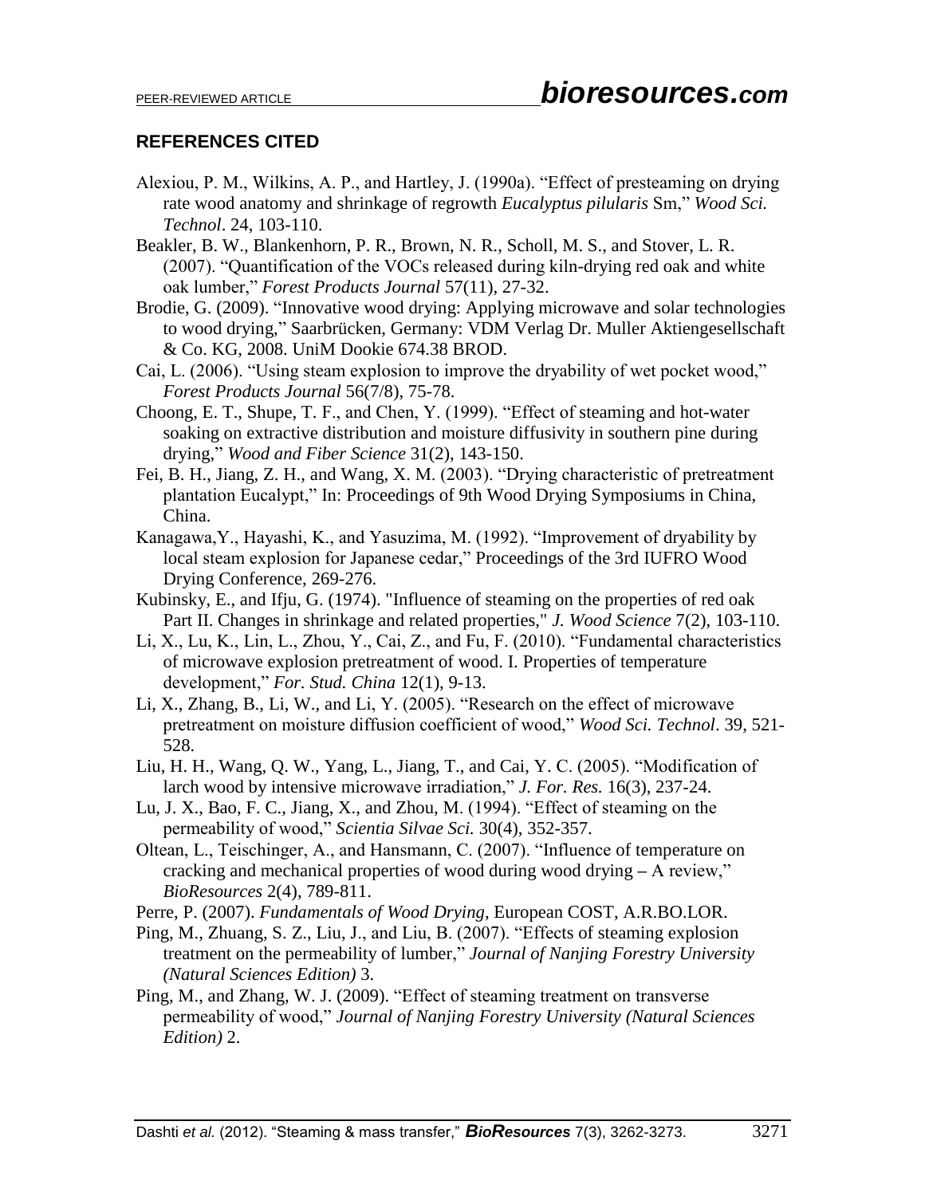## REFERENCES CITED

Alexiou, P. M., Wilkins, A. P., and Hartley, J. (1990a). "Effect of presteaming on drying rate wood anatomy and shrinkage of regrowth *Eucalyptus pilularis* Sm," *Wood Sci. Technol*. 24, 103-110.

Beakler, B. W., Blankenhorn, P. R., Brown, N. R., Scholl, M. S., and Stover, L. R. (2007). "Quantification of the VOCs released during kiln-drying red oak and white oak lumber," *Forest Products Journal* 57(11), 27-32.

Brodie, G. (2009). "Innovative wood drying: Applying microwave and solar technologies to wood drying," Saarbrücken, Germany: VDM Verlag Dr. Muller Aktiengesellschaft & Co. KG, 2008. UniM Dookie 674.38 BROD.

Cai, L. (2006). "Using steam explosion to improve the dryability of wet pocket wood," *Forest Products Journal* 56(7/8), 75-78.

Choong, E. T., Shupe, T. F., and Chen, Y. (1999). "Effect of steaming and hot-water soaking on extractive distribution and moisture diffusivity in southern pine during drying," *Wood and Fiber Science* 31(2), 143-150.

Fei, B. H., Jiang, Z. H., and Wang, X. M. (2003). "Drying characteristic of pretreatment plantation Eucalypt," In: Proceedings of 9th Wood Drying Symposiums in China, China.

Kanagawa,Y., Hayashi, K., and Yasuzima, M. (1992). "Improvement of dryability by local steam explosion for Japanese cedar," Proceedings of the 3rd IUFRO Wood Drying Conference, 269-276.

Kubinsky, E., and Ifju, G. (1974). "Influence of steaming on the properties of red oak Part II. Changes in shrinkage and related properties," *J. Wood Science* 7(2), 103-110.

Li, X., Lu, K., Lin, L., Zhou, Y., Cai, Z., and Fu, F. (2010). "Fundamental characteristics of microwave explosion pretreatment of wood. I. Properties of temperature development," *For. Stud. China* 12(1), 9-13.

Li, X., Zhang, B., Li, W., and Li, Y. (2005). "Research on the effect of microwave pretreatment on moisture diffusion coefficient of wood," *Wood Sci. Technol*. 39, 521-528.

Liu, H. H., Wang, Q. W., Yang, L., Jiang, T., and Cai, Y. C. (2005). "Modification of larch wood by intensive microwave irradiation," *J. For. Res.* 16(3), 237-24.

Lu, J. X., Bao, F. C., Jiang, X., and Zhou, M. (1994). "Effect of steaming on the permeability of wood," *Scientia Silvae Sci.* 30(4), 352-357.

Oltean, L., Teischinger, A., and Hansmann, C. (2007). "Influence of temperature on cracking and mechanical properties of wood during wood drying – A review," *BioResources* 2(4), 789-811.

Perre, P. (2007). *Fundamentals of Wood Drying*, European COST, A.R.BO.LOR.

Ping, M., Zhuang, S. Z., Liu, J., and Liu, B. (2007). "Effects of steaming explosion treatment on the permeability of lumber," *Journal of Nanjing Forestry University (Natural Sciences Edition)* 3.

Ping, M., and Zhang, W. J. (2009). "Effect of steaming treatment on transverse permeability of wood," *Journal of Nanjing Forestry University (Natural Sciences Edition)* 2.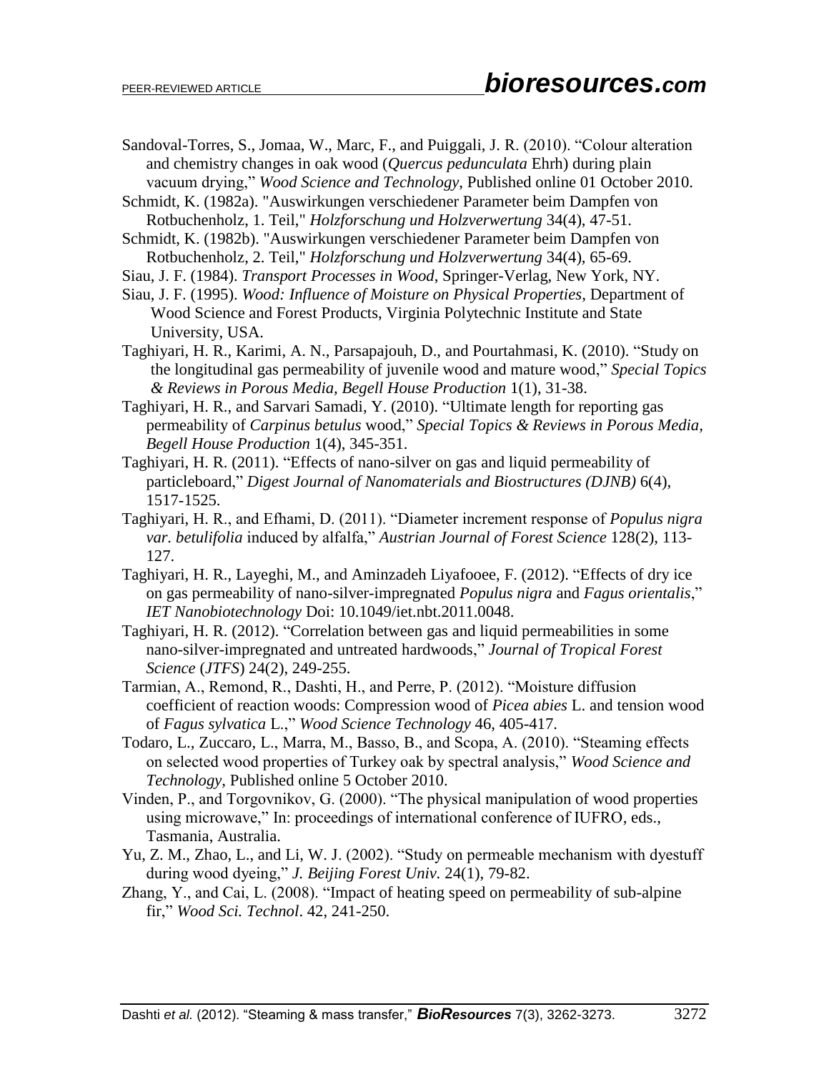Sandoval-Torres, S., Jomaa, W., Marc, F., and Puiggali, J. R. (2010). "Colour alteration and chemistry changes in oak wood (*Quercus pedunculata* Ehrh) during plain vacuum drying," *Wood Science and Technology*, Published online 01 October 2010.

Schmidt, K. (1982a). "Auswirkungen verschiedener Parameter beim Dampfen von Rotbuchenholz, 1. Teil," *Holzforschung und Holzverwertung* 34(4), 47-51.

Schmidt, K. (1982b). "Auswirkungen verschiedener Parameter beim Dampfen von Rotbuchenholz, 2. Teil," *Holzforschung und Holzverwertung* 34(4), 65-69.

Siau, J. F. (1984). *Transport Processes in Wood*, Springer-Verlag, New York, NY.

Siau, J. F. (1995). *Wood: Influence of Moisture on Physical Properties*, Department of Wood Science and Forest Products, Virginia Polytechnic Institute and State University, USA.

Taghiyari, H. R., Karimi, A. N., Parsapajouh, D., and Pourtahmasi, K. (2010). "Study on the longitudinal gas permeability of juvenile wood and mature wood," *Special Topics & Reviews in Porous Media, Begell House Production* 1(1), 31-38.

Taghiyari, H. R., and Sarvari Samadi, Y. (2010). "Ultimate length for reporting gas permeability of *Carpinus betulus* wood," *Special Topics & Reviews in Porous Media, Begell House Production* 1(4), 345-351.

Taghiyari, H. R. (2011). "Effects of nano-silver on gas and liquid permeability of particleboard," *Digest Journal of Nanomaterials and Biostructures (DJNB)* 6(4), 1517-1525.

Taghiyari, H. R., and Efhami, D. (2011). "Diameter increment response of *Populus nigra var. betulifolia* induced by alfalfa," *Austrian Journal of Forest Science* 128(2), 113-127.

Taghiyari, H. R., Layeghi, M., and Aminzadeh Liyafooee, F. (2012). "Effects of dry ice on gas permeability of nano-silver-impregnated *Populus nigra* and *Fagus orientalis*," *IET Nanobiotechnology* Doi: 10.1049/iet.nbt.2011.0048.

Taghiyari, H. R. (2012). "Correlation between gas and liquid permeabilities in some nano-silver-impregnated and untreated hardwoods," *Journal of Tropical Forest Science* (*JTFS*) 24(2), 249-255.

Tarmian, A., Remond, R., Dashti, H., and Perre, P. (2012). "Moisture diffusion coefficient of reaction woods: Compression wood of *Picea abies* L. and tension wood of *Fagus sylvatica* L.," *Wood Science Technology* 46, 405-417.

Todaro, L., Zuccaro, L., Marra, M., Basso, B., and Scopa, A. (2010). "Steaming effects on selected wood properties of Turkey oak by spectral analysis," *Wood Science and Technology*, Published online 5 October 2010.

Vinden, P., and Torgovnikov, G. (2000). "The physical manipulation of wood properties using microwave," In: proceedings of international conference of IUFRO, eds., Tasmania, Australia.

Yu, Z. M., Zhao, L., and Li, W. J. (2002). "Study on permeable mechanism with dyestuff during wood dyeing," *J. Beijing Forest Univ.* 24(1), 79-82.

Zhang, Y., and Cai, L. (2008). "Impact of heating speed on permeability of sub-alpine fir," *Wood Sci. Technol*. 42, 241-250.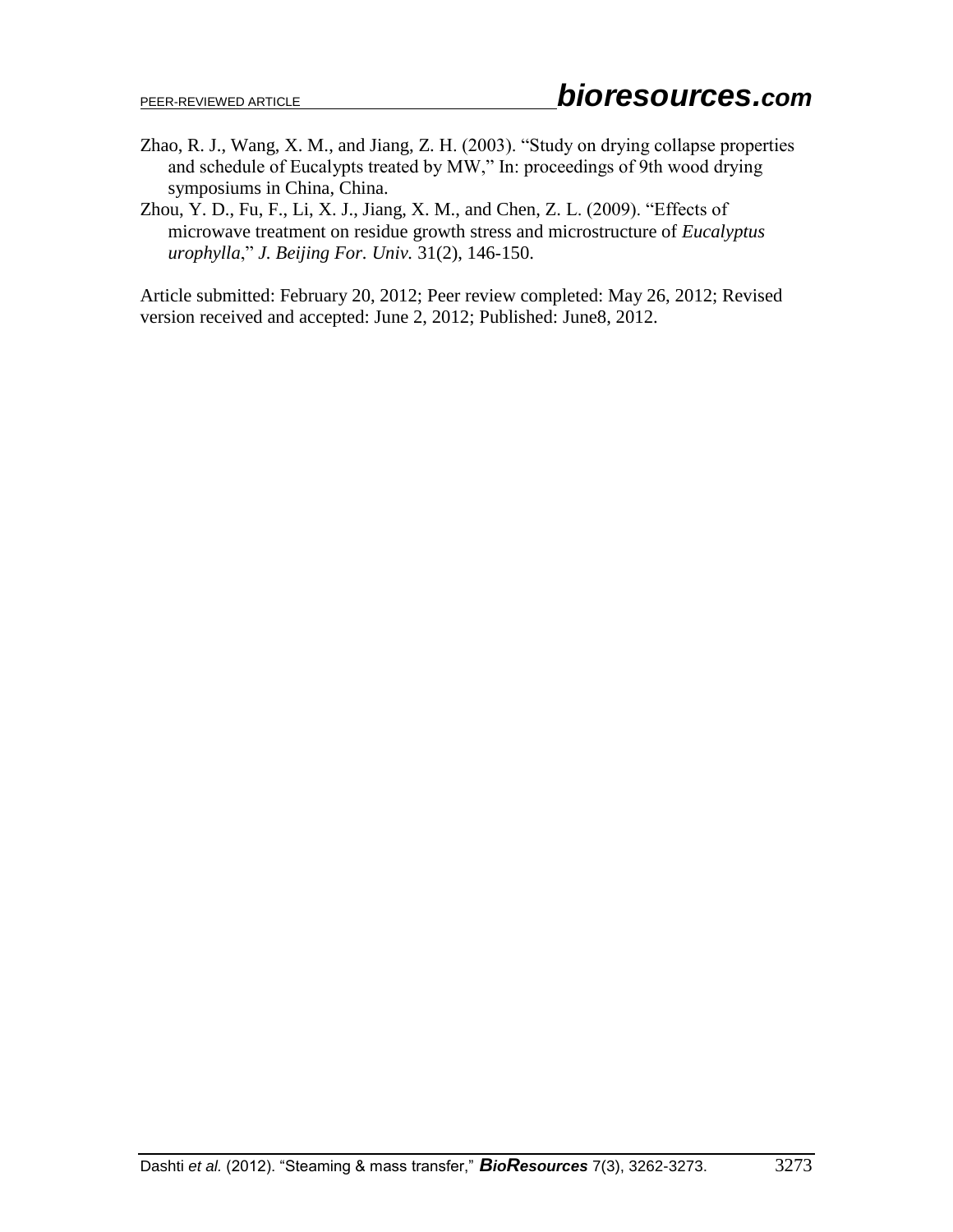Zhao, R. J., Wang, X. M., and Jiang, Z. H. (2003). "Study on drying collapse properties and schedule of Eucalypts treated by MW," In: proceedings of 9th wood drying symposiums in China, China.

Zhou, Y. D., Fu, F., Li, X. J., Jiang, X. M., and Chen, Z. L. (2009). "Effects of microwave treatment on residue growth stress and microstructure of *Eucalyptus urophylla*," *J. Beijing For. Univ.* 31(2), 146-150.

Article submitted: February 20, 2012; Peer review completed: May 26, 2012; Revised version received and accepted: June 2, 2012; Published: June8, 2012.